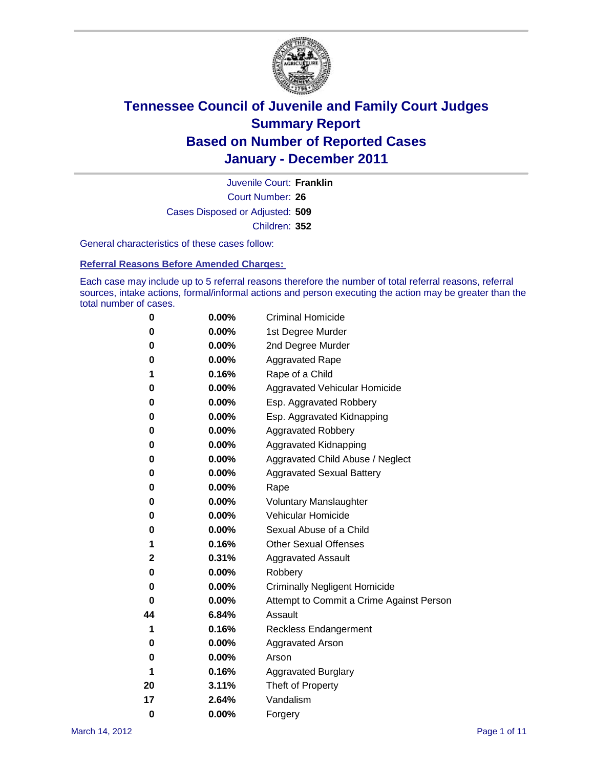# Tennessee Council of Juvenile and Family Court Judges
# Summary Report
# Based on Number of Reported Cases
# January - December 2011

Juvenile Court: **Franklin**

Court Number: **26**

Cases Disposed or Adjusted: **509**

Children: **352**

General characteristics of these cases follow:

## Referral Reasons Before Amended Charges:

Each case may include up to 5 referral reasons therefore the number of total referral reasons, referral sources, intake actions, formal/informal actions and person executing the action may be greater than the total number of cases.

| Count | Percent | Referral Reason |
|---|---|---|
| 0 | 0.00% | Criminal Homicide |
| 0 | 0.00% | 1st Degree Murder |
| 0 | 0.00% | 2nd Degree Murder |
| 0 | 0.00% | Aggravated Rape |
| 1 | 0.16% | Rape of a Child |
| 0 | 0.00% | Aggravated Vehicular Homicide |
| 0 | 0.00% | Esp. Aggravated Robbery |
| 0 | 0.00% | Esp. Aggravated Kidnapping |
| 0 | 0.00% | Aggravated Robbery |
| 0 | 0.00% | Aggravated Kidnapping |
| 0 | 0.00% | Aggravated Child Abuse / Neglect |
| 0 | 0.00% | Aggravated Sexual Battery |
| 0 | 0.00% | Rape |
| 0 | 0.00% | Voluntary Manslaughter |
| 0 | 0.00% | Vehicular Homicide |
| 0 | 0.00% | Sexual Abuse of a Child |
| 1 | 0.16% | Other Sexual Offenses |
| 2 | 0.31% | Aggravated Assault |
| 0 | 0.00% | Robbery |
| 0 | 0.00% | Criminally Negligent Homicide |
| 0 | 0.00% | Attempt to Commit a Crime Against Person |
| 44 | 6.84% | Assault |
| 1 | 0.16% | Reckless Endangerment |
| 0 | 0.00% | Aggravated Arson |
| 0 | 0.00% | Arson |
| 1 | 0.16% | Aggravated Burglary |
| 20 | 3.11% | Theft of Property |
| 17 | 2.64% | Vandalism |
| 0 | 0.00% | Forgery |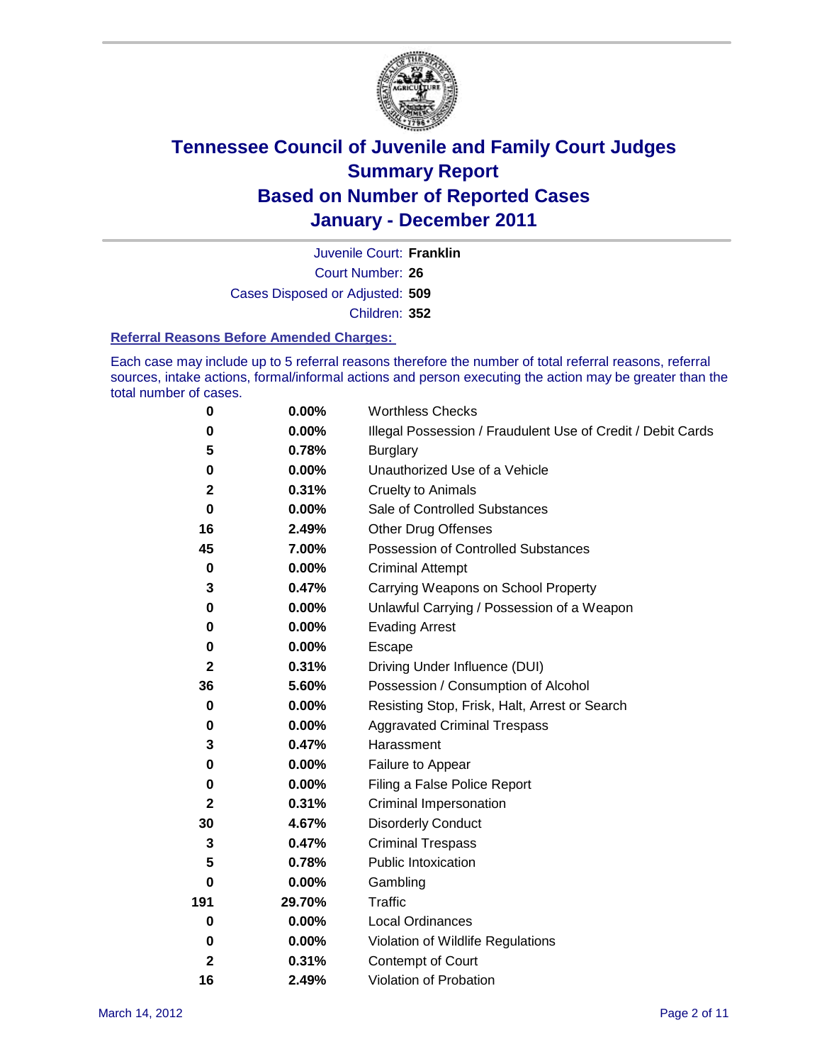# Tennessee Council of Juvenile and Family Court Judges
## Summary Report
## Based on Number of Reported Cases
## January - December 2011

Juvenile Court: **Franklin**

Court Number: **26**

Cases Disposed or Adjusted: **509**

Children: **352**

### Referral Reasons Before Amended Charges:

Each case may include up to 5 referral reasons therefore the number of total referral reasons, referral sources, intake actions, formal/informal actions and person executing the action may be greater than the total number of cases.

| Count | Percent | Referral Reason |
|---|---|---|
| **0** | **0.00%** | Worthless Checks |
| **0** | **0.00%** | Illegal Possession / Fraudulent Use of Credit / Debit Cards |
| **5** | **0.78%** | Burglary |
| **0** | **0.00%** | Unauthorized Use of a Vehicle |
| **2** | **0.31%** | Cruelty to Animals |
| **0** | **0.00%** | Sale of Controlled Substances |
| **16** | **2.49%** | Other Drug Offenses |
| **45** | **7.00%** | Possession of Controlled Substances |
| **0** | **0.00%** | Criminal Attempt |
| **3** | **0.47%** | Carrying Weapons on School Property |
| **0** | **0.00%** | Unlawful Carrying / Possession of a Weapon |
| **0** | **0.00%** | Evading Arrest |
| **0** | **0.00%** | Escape |
| **2** | **0.31%** | Driving Under Influence (DUI) |
| **36** | **5.60%** | Possession / Consumption of Alcohol |
| **0** | **0.00%** | Resisting Stop, Frisk, Halt, Arrest or Search |
| **0** | **0.00%** | Aggravated Criminal Trespass |
| **3** | **0.47%** | Harassment |
| **0** | **0.00%** | Failure to Appear |
| **0** | **0.00%** | Filing a False Police Report |
| **2** | **0.31%** | Criminal Impersonation |
| **30** | **4.67%** | Disorderly Conduct |
| **3** | **0.47%** | Criminal Trespass |
| **5** | **0.78%** | Public Intoxication |
| **0** | **0.00%** | Gambling |
| **191** | **29.70%** | Traffic |
| **0** | **0.00%** | Local Ordinances |
| **0** | **0.00%** | Violation of Wildlife Regulations |
| **2** | **0.31%** | Contempt of Court |
| **16** | **2.49%** | Violation of Probation |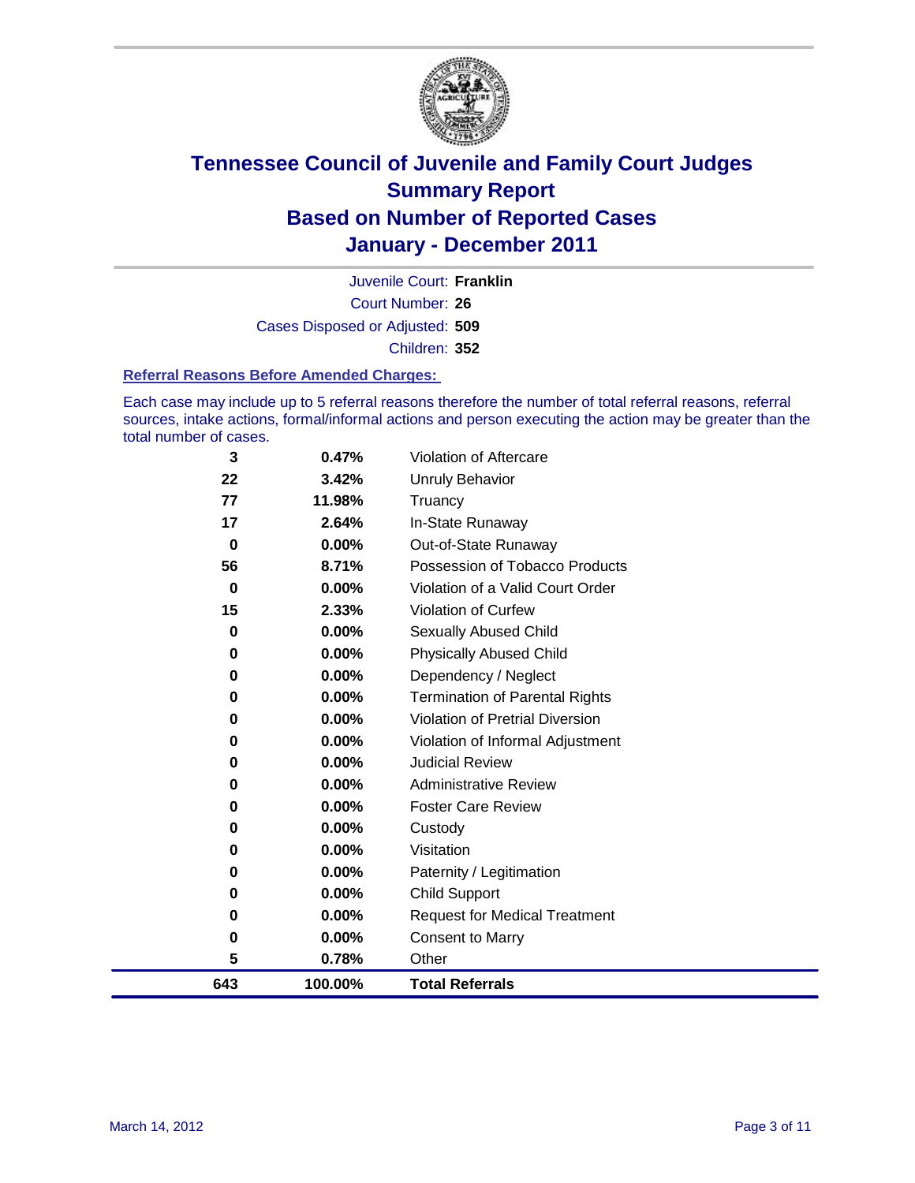# Tennessee Council of Juvenile and Family Court Judges
## Summary Report
## Based on Number of Reported Cases
## January - December 2011

Juvenile Court: **Franklin**
Court Number: **26**
Cases Disposed or Adjusted: **509**
Children: **352**

### Referral Reasons Before Amended Charges:

Each case may include up to 5 referral reasons therefore the number of total referral reasons, referral sources, intake actions, formal/informal actions and person executing the action may be greater than the total number of cases.

| Count | Percent | Referral Reason |
|---|---|---|
| 3 | 0.47% | Violation of Aftercare |
| 22 | 3.42% | Unruly Behavior |
| 77 | 11.98% | Truancy |
| 17 | 2.64% | In-State Runaway |
| 0 | 0.00% | Out-of-State Runaway |
| 56 | 8.71% | Possession of Tobacco Products |
| 0 | 0.00% | Violation of a Valid Court Order |
| 15 | 2.33% | Violation of Curfew |
| 0 | 0.00% | Sexually Abused Child |
| 0 | 0.00% | Physically Abused Child |
| 0 | 0.00% | Dependency / Neglect |
| 0 | 0.00% | Termination of Parental Rights |
| 0 | 0.00% | Violation of Pretrial Diversion |
| 0 | 0.00% | Violation of Informal Adjustment |
| 0 | 0.00% | Judicial Review |
| 0 | 0.00% | Administrative Review |
| 0 | 0.00% | Foster Care Review |
| 0 | 0.00% | Custody |
| 0 | 0.00% | Visitation |
| 0 | 0.00% | Paternity / Legitimation |
| 0 | 0.00% | Child Support |
| 0 | 0.00% | Request for Medical Treatment |
| 0 | 0.00% | Consent to Marry |
| 5 | 0.78% | Other |
| **643** | **100.00%** | **Total Referrals** |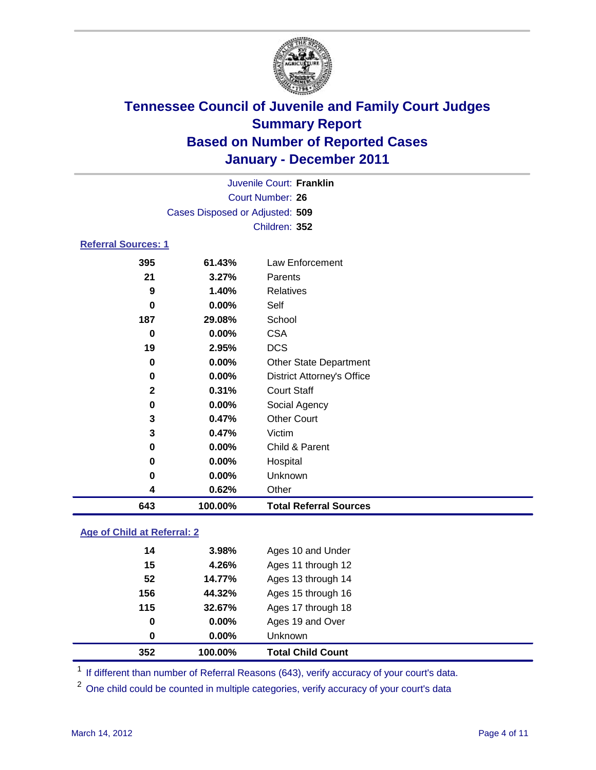# Tennessee Council of Juvenile and Family Court Judges
## Summary Report
## Based on Number of Reported Cases
## January - December 2011

Juvenile Court: **Franklin**
Court Number: **26**
Cases Disposed or Adjusted: **509**
Children: **352**

### Referral Sources: 1

| Count | Percent | Source |
|---|---|---|
| 395 | 61.43% | Law Enforcement |
| 21 | 3.27% | Parents |
| 9 | 1.40% | Relatives |
| 0 | 0.00% | Self |
| 187 | 29.08% | School |
| 0 | 0.00% | CSA |
| 19 | 2.95% | DCS |
| 0 | 0.00% | Other State Department |
| 0 | 0.00% | District Attorney's Office |
| 2 | 0.31% | Court Staff |
| 0 | 0.00% | Social Agency |
| 3 | 0.47% | Other Court |
| 3 | 0.47% | Victim |
| 0 | 0.00% | Child & Parent |
| 0 | 0.00% | Hospital |
| 0 | 0.00% | Unknown |
| 4 | 0.62% | Other |
| **643** | **100.00%** | **Total Referral Sources** |

### Age of Child at Referral: 2

| Count | Percent | Age |
|---|---|---|
| 14 | 3.98% | Ages 10 and Under |
| 15 | 4.26% | Ages 11 through 12 |
| 52 | 14.77% | Ages 13 through 14 |
| 156 | 44.32% | Ages 15 through 16 |
| 115 | 32.67% | Ages 17 through 18 |
| 0 | 0.00% | Ages 19 and Over |
| 0 | 0.00% | Unknown |
| **352** | **100.00%** | **Total Child Count** |

[1] If different than number of Referral Reasons (643), verify accuracy of your court's data.

[2] One child could be counted in multiple categories, verify accuracy of your court's data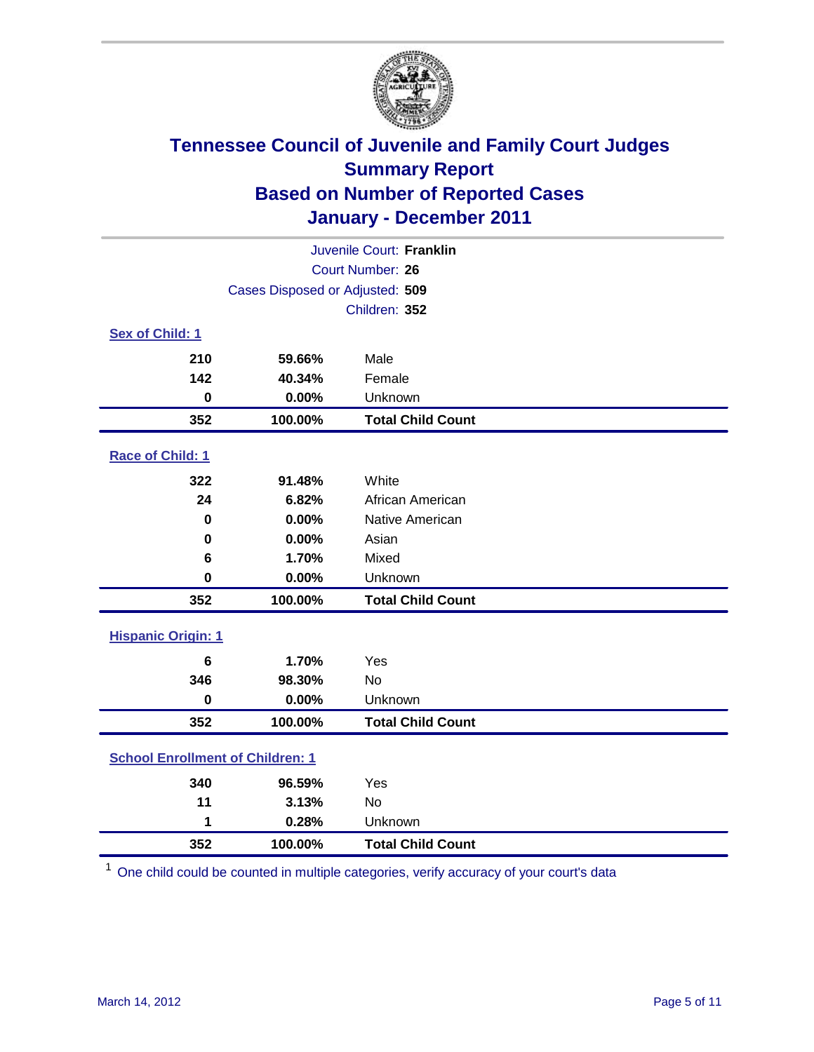# Tennessee Council of Juvenile and Family Court Judges
## Summary Report
## Based on Number of Reported Cases
## January - December 2011

Juvenile Court: **Franklin**

Court Number: **26**

Cases Disposed or Adjusted: **509**

Children: **352**

### Sex of Child: [1]

| | | |
|---|---|---|
| **210** | **59.66%** | Male |
| **142** | **40.34%** | Female |
| **0** | **0.00%** | Unknown |
| **352** | **100.00%** | **Total Child Count** |

### Race of Child: [1]

| | | |
|---|---|---|
| **322** | **91.48%** | White |
| **24** | **6.82%** | African American |
| **0** | **0.00%** | Native American |
| **0** | **0.00%** | Asian |
| **6** | **1.70%** | Mixed |
| **0** | **0.00%** | Unknown |
| **352** | **100.00%** | **Total Child Count** |

### Hispanic Origin: [1]

| | | |
|---|---|---|
| **6** | **1.70%** | Yes |
| **346** | **98.30%** | No |
| **0** | **0.00%** | Unknown |
| **352** | **100.00%** | **Total Child Count** |

### School Enrollment of Children: [1]

| | | |
|---|---|---|
| **340** | **96.59%** | Yes |
| **11** | **3.13%** | No |
| **1** | **0.28%** | Unknown |
| **352** | **100.00%** | **Total Child Count** |

[1] One child could be counted in multiple categories, verify accuracy of your court's data

March 14, 2012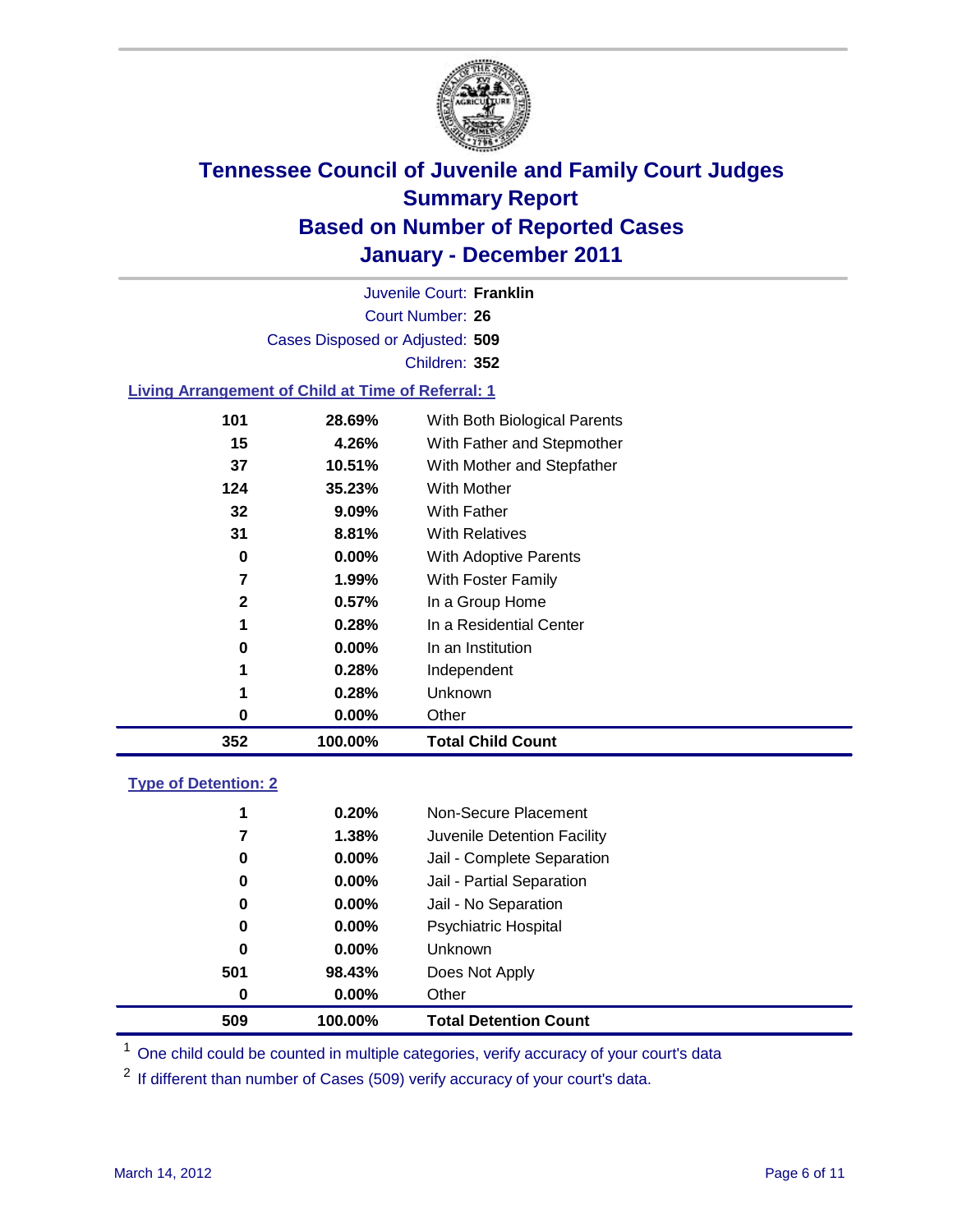# Tennessee Council of Juvenile and Family Court Judges
## Summary Report
## Based on Number of Reported Cases
## January - December 2011

Juvenile Court: **Franklin**

Court Number: **26**

Cases Disposed or Adjusted: **509**

Children: **352**

### Living Arrangement of Child at Time of Referral: 1

| Count | Percent | Category |
|---|---|---|
| 101 | 28.69% | With Both Biological Parents |
| 15 | 4.26% | With Father and Stepmother |
| 37 | 10.51% | With Mother and Stepfather |
| 124 | 35.23% | With Mother |
| 32 | 9.09% | With Father |
| 31 | 8.81% | With Relatives |
| 0 | 0.00% | With Adoptive Parents |
| 7 | 1.99% | With Foster Family |
| 2 | 0.57% | In a Group Home |
| 1 | 0.28% | In a Residential Center |
| 0 | 0.00% | In an Institution |
| 1 | 0.28% | Independent |
| 1 | 0.28% | Unknown |
| 0 | 0.00% | Other |
| **352** | **100.00%** | **Total Child Count** |

### Type of Detention: 2

| Count | Percent | Category |
|---|---|---|
| 1 | 0.20% | Non-Secure Placement |
| 7 | 1.38% | Juvenile Detention Facility |
| 0 | 0.00% | Jail - Complete Separation |
| 0 | 0.00% | Jail - Partial Separation |
| 0 | 0.00% | Jail - No Separation |
| 0 | 0.00% | Psychiatric Hospital |
| 0 | 0.00% | Unknown |
| 501 | 98.43% | Does Not Apply |
| 0 | 0.00% | Other |
| **509** | **100.00%** | **Total Detention Count** |

[1] One child could be counted in multiple categories, verify accuracy of your court's data

[2] If different than number of Cases (509) verify accuracy of your court's data.

March 14, 2012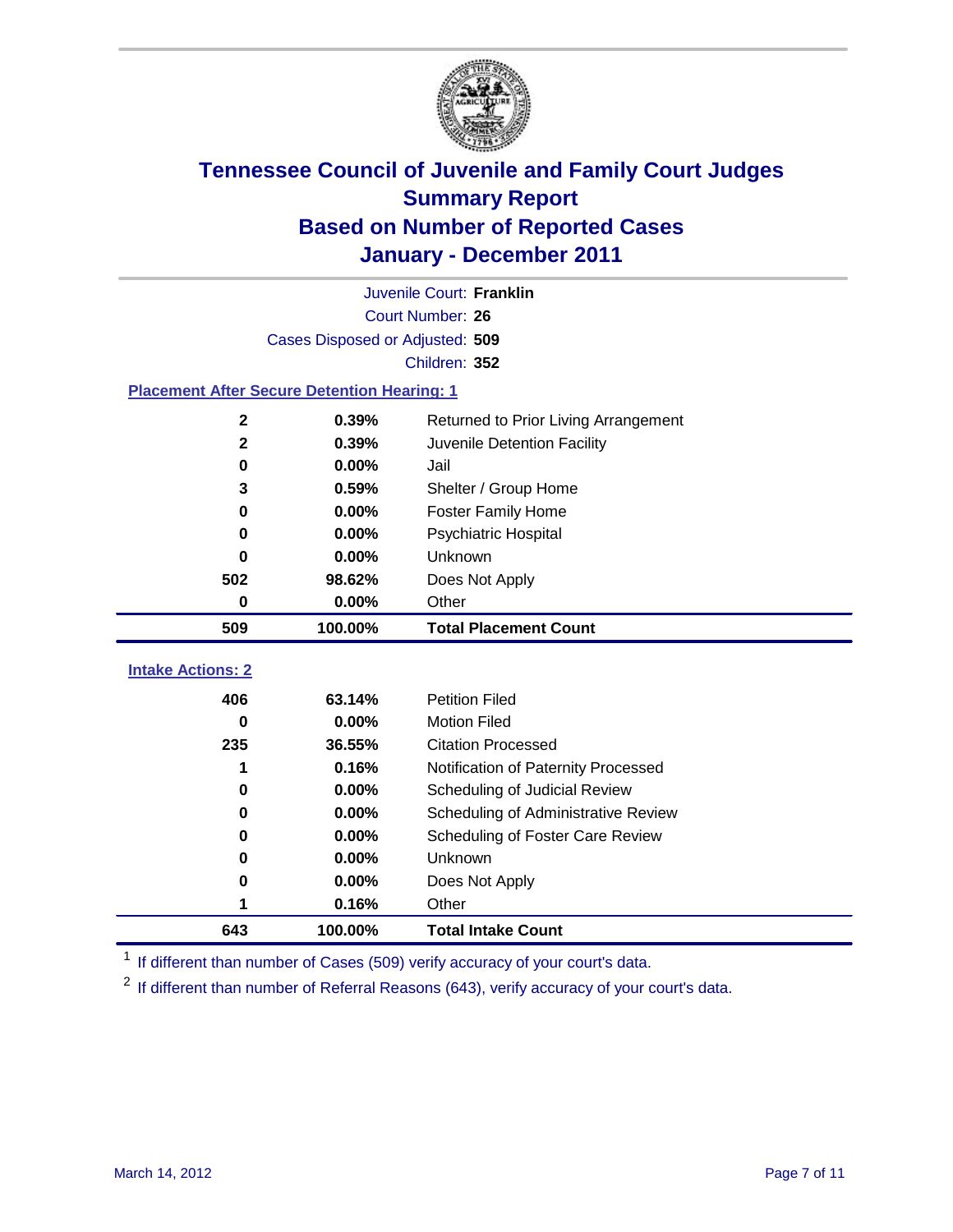# Tennessee Council of Juvenile and Family Court Judges
## Summary Report
## Based on Number of Reported Cases
## January - December 2011

Juvenile Court: **Franklin**

Court Number: **26**

Cases Disposed or Adjusted: **509**

Children: **352**

### Placement After Secure Detention Hearing: 1

| Count | Percent | Placement |
|---|---|---|
| 2 | 0.39% | Returned to Prior Living Arrangement |
| 2 | 0.39% | Juvenile Detention Facility |
| 0 | 0.00% | Jail |
| 3 | 0.59% | Shelter / Group Home |
| 0 | 0.00% | Foster Family Home |
| 0 | 0.00% | Psychiatric Hospital |
| 0 | 0.00% | Unknown |
| 502 | 98.62% | Does Not Apply |
| 0 | 0.00% | Other |
| **509** | **100.00%** | **Total Placement Count** |

### Intake Actions: 2

| Count | Percent | Intake Action |
|---|---|---|
| 406 | 63.14% | Petition Filed |
| 0 | 0.00% | Motion Filed |
| 235 | 36.55% | Citation Processed |
| 1 | 0.16% | Notification of Paternity Processed |
| 0 | 0.00% | Scheduling of Judicial Review |
| 0 | 0.00% | Scheduling of Administrative Review |
| 0 | 0.00% | Scheduling of Foster Care Review |
| 0 | 0.00% | Unknown |
| 0 | 0.00% | Does Not Apply |
| 1 | 0.16% | Other |
| **643** | **100.00%** | **Total Intake Count** |

[1] If different than number of Cases (509) verify accuracy of your court's data.

[2] If different than number of Referral Reasons (643), verify accuracy of your court's data.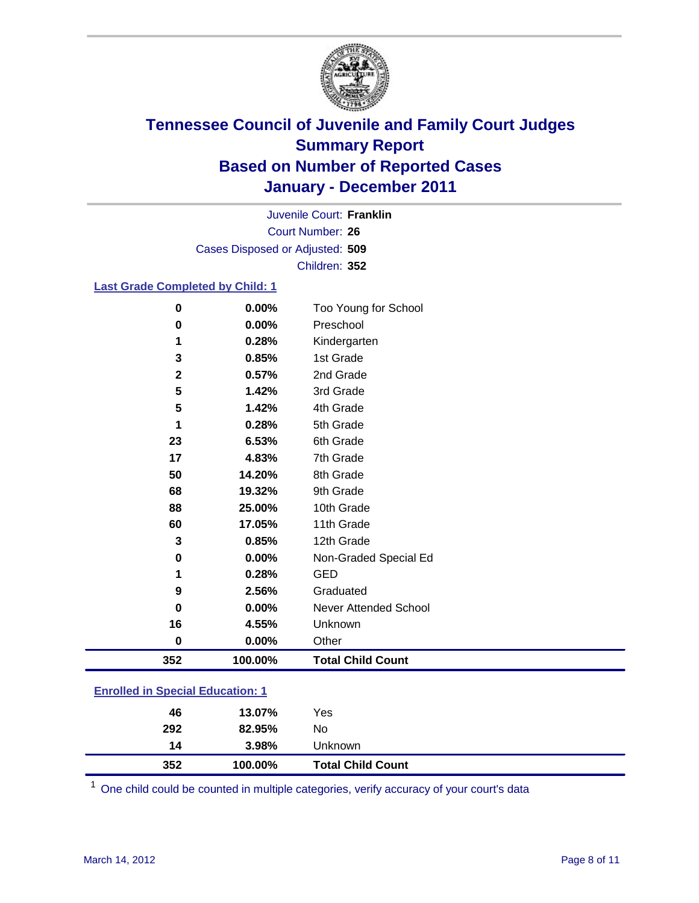# Tennessee Council of Juvenile and Family Court Judges
## Summary Report
## Based on Number of Reported Cases
## January - December 2011

Juvenile Court: **Franklin**
Court Number: **26**
Cases Disposed or Adjusted: **509**
Children: **352**

### Last Grade Completed by Child: 1

| | | |
|---|---|---|
| 0 | 0.00% | Too Young for School |
| 0 | 0.00% | Preschool |
| 1 | 0.28% | Kindergarten |
| 3 | 0.85% | 1st Grade |
| 2 | 0.57% | 2nd Grade |
| 5 | 1.42% | 3rd Grade |
| 5 | 1.42% | 4th Grade |
| 1 | 0.28% | 5th Grade |
| 23 | 6.53% | 6th Grade |
| 17 | 4.83% | 7th Grade |
| 50 | 14.20% | 8th Grade |
| 68 | 19.32% | 9th Grade |
| 88 | 25.00% | 10th Grade |
| 60 | 17.05% | 11th Grade |
| 3 | 0.85% | 12th Grade |
| 0 | 0.00% | Non-Graded Special Ed |
| 1 | 0.28% | GED |
| 9 | 2.56% | Graduated |
| 0 | 0.00% | Never Attended School |
| 16 | 4.55% | Unknown |
| 0 | 0.00% | Other |
| **352** | **100.00%** | **Total Child Count** |

### Enrolled in Special Education: 1

| | | |
|---|---|---|
| 46 | 13.07% | Yes |
| 292 | 82.95% | No |
| 14 | 3.98% | Unknown |
| **352** | **100.00%** | **Total Child Count** |

[1] One child could be counted in multiple categories, verify accuracy of your court's data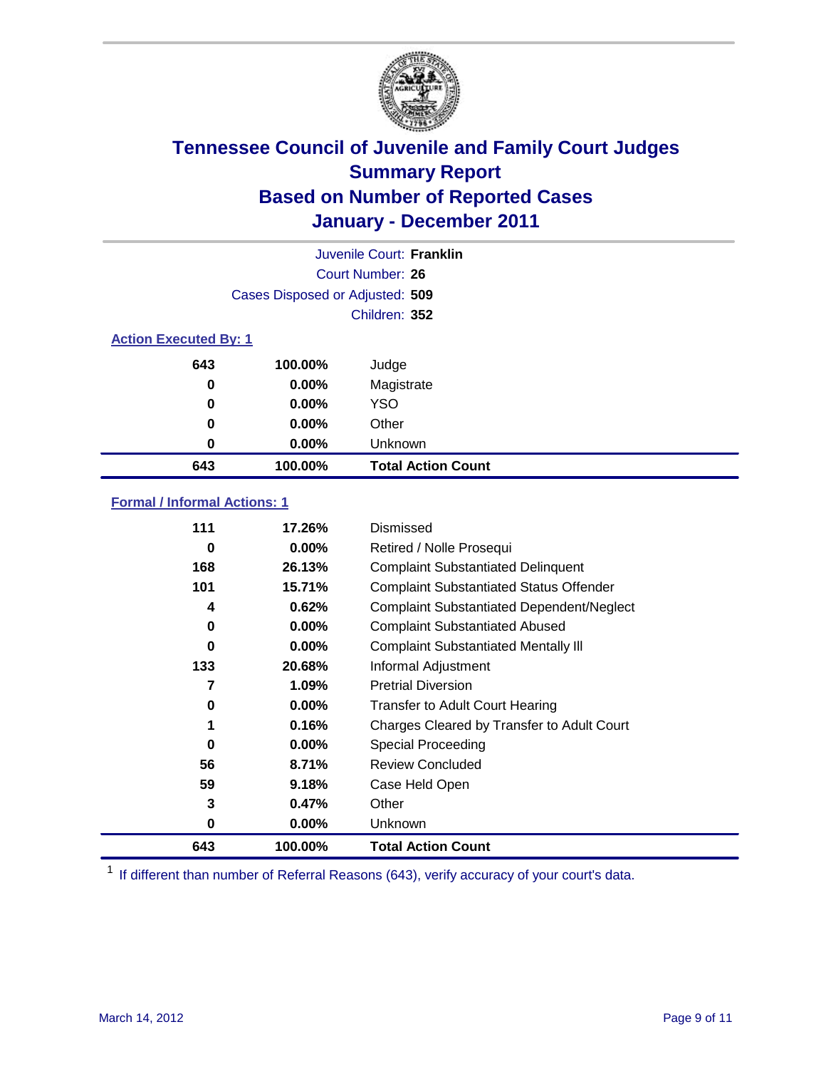# Tennessee Council of Juvenile and Family Court Judges
## Summary Report
## Based on Number of Reported Cases
## January - December 2011

Juvenile Court: **Franklin**

Court Number: **26**

Cases Disposed or Adjusted: **509**

Children: **352**

### Action Executed By: 1

| | | |
|---|---|---|
| 643 | 100.00% | Judge |
| 0 | 0.00% | Magistrate |
| 0 | 0.00% | YSO |
| 0 | 0.00% | Other |
| 0 | 0.00% | Unknown |
| **643** | **100.00%** | **Total Action Count** |

### Formal / Informal Actions: 1

| | | |
|---|---|---|
| 111 | 17.26% | Dismissed |
| 0 | 0.00% | Retired / Nolle Prosequi |
| 168 | 26.13% | Complaint Substantiated Delinquent |
| 101 | 15.71% | Complaint Substantiated Status Offender |
| 4 | 0.62% | Complaint Substantiated Dependent/Neglect |
| 0 | 0.00% | Complaint Substantiated Abused |
| 0 | 0.00% | Complaint Substantiated Mentally Ill |
| 133 | 20.68% | Informal Adjustment |
| 7 | 1.09% | Pretrial Diversion |
| 0 | 0.00% | Transfer to Adult Court Hearing |
| 1 | 0.16% | Charges Cleared by Transfer to Adult Court |
| 0 | 0.00% | Special Proceeding |
| 56 | 8.71% | Review Concluded |
| 59 | 9.18% | Case Held Open |
| 3 | 0.47% | Other |
| 0 | 0.00% | Unknown |
| **643** | **100.00%** | **Total Action Count** |

[1] If different than number of Referral Reasons (643), verify accuracy of your court's data.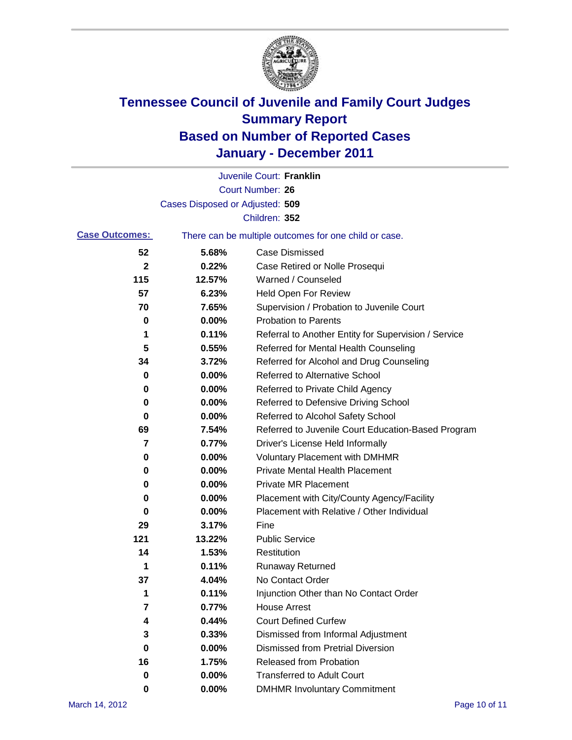# Tennessee Council of Juvenile and Family Court Judges
# Summary Report
# Based on Number of Reported Cases
# January - December 2011

Juvenile Court: **Franklin**

Court Number: **26**

Cases Disposed or Adjusted: **509**

Children: **352**

**Case Outcomes:** There can be multiple outcomes for one child or case.

| Count | Percent | Outcome |
|---|---|---|
| 52 | 5.68% | Case Dismissed |
| 2 | 0.22% | Case Retired or Nolle Prosequi |
| 115 | 12.57% | Warned / Counseled |
| 57 | 6.23% | Held Open For Review |
| 70 | 7.65% | Supervision / Probation to Juvenile Court |
| 0 | 0.00% | Probation to Parents |
| 1 | 0.11% | Referral to Another Entity for Supervision / Service |
| 5 | 0.55% | Referred for Mental Health Counseling |
| 34 | 3.72% | Referred for Alcohol and Drug Counseling |
| 0 | 0.00% | Referred to Alternative School |
| 0 | 0.00% | Referred to Private Child Agency |
| 0 | 0.00% | Referred to Defensive Driving School |
| 0 | 0.00% | Referred to Alcohol Safety School |
| 69 | 7.54% | Referred to Juvenile Court Education-Based Program |
| 7 | 0.77% | Driver's License Held Informally |
| 0 | 0.00% | Voluntary Placement with DMHMR |
| 0 | 0.00% | Private Mental Health Placement |
| 0 | 0.00% | Private MR Placement |
| 0 | 0.00% | Placement with City/County Agency/Facility |
| 0 | 0.00% | Placement with Relative / Other Individual |
| 29 | 3.17% | Fine |
| 121 | 13.22% | Public Service |
| 14 | 1.53% | Restitution |
| 1 | 0.11% | Runaway Returned |
| 37 | 4.04% | No Contact Order |
| 1 | 0.11% | Injunction Other than No Contact Order |
| 7 | 0.77% | House Arrest |
| 4 | 0.44% | Court Defined Curfew |
| 3 | 0.33% | Dismissed from Informal Adjustment |
| 0 | 0.00% | Dismissed from Pretrial Diversion |
| 16 | 1.75% | Released from Probation |
| 0 | 0.00% | Transferred to Adult Court |
| 0 | 0.00% | DMHMR Involuntary Commitment |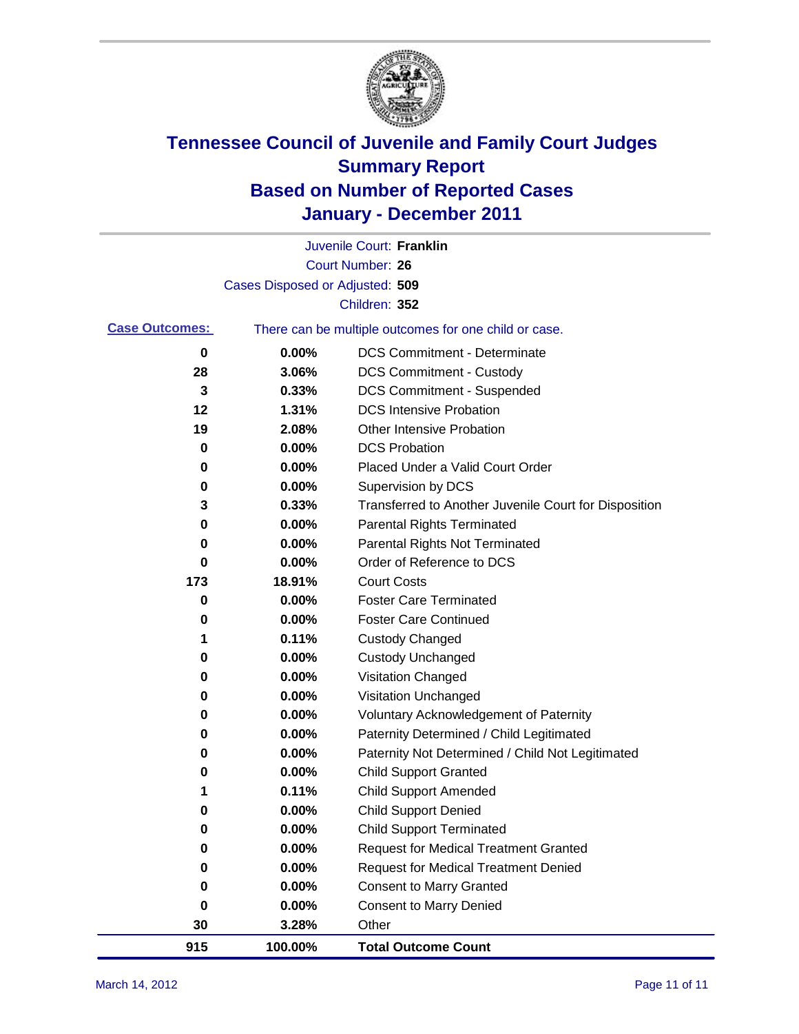# Tennessee Council of Juvenile and Family Court Judges
## Summary Report
## Based on Number of Reported Cases
## January - December 2011

Juvenile Court: **Franklin**
Court Number: **26**
Cases Disposed or Adjusted: **509**
Children: **352**

**Case Outcomes:** There can be multiple outcomes for one child or case.

| | | |
|---|---|---|
| 0 | 0.00% | DCS Commitment - Determinate |
| 28 | 3.06% | DCS Commitment - Custody |
| 3 | 0.33% | DCS Commitment - Suspended |
| 12 | 1.31% | DCS Intensive Probation |
| 19 | 2.08% | Other Intensive Probation |
| 0 | 0.00% | DCS Probation |
| 0 | 0.00% | Placed Under a Valid Court Order |
| 0 | 0.00% | Supervision by DCS |
| 3 | 0.33% | Transferred to Another Juvenile Court for Disposition |
| 0 | 0.00% | Parental Rights Terminated |
| 0 | 0.00% | Parental Rights Not Terminated |
| 0 | 0.00% | Order of Reference to DCS |
| 173 | 18.91% | Court Costs |
| 0 | 0.00% | Foster Care Terminated |
| 0 | 0.00% | Foster Care Continued |
| 1 | 0.11% | Custody Changed |
| 0 | 0.00% | Custody Unchanged |
| 0 | 0.00% | Visitation Changed |
| 0 | 0.00% | Visitation Unchanged |
| 0 | 0.00% | Voluntary Acknowledgement of Paternity |
| 0 | 0.00% | Paternity Determined / Child Legitimated |
| 0 | 0.00% | Paternity Not Determined / Child Not Legitimated |
| 0 | 0.00% | Child Support Granted |
| 1 | 0.11% | Child Support Amended |
| 0 | 0.00% | Child Support Denied |
| 0 | 0.00% | Child Support Terminated |
| 0 | 0.00% | Request for Medical Treatment Granted |
| 0 | 0.00% | Request for Medical Treatment Denied |
| 0 | 0.00% | Consent to Marry Granted |
| 0 | 0.00% | Consent to Marry Denied |
| 30 | 3.28% | Other |
| **915** | **100.00%** | **Total Outcome Count** |

March 14, 2012